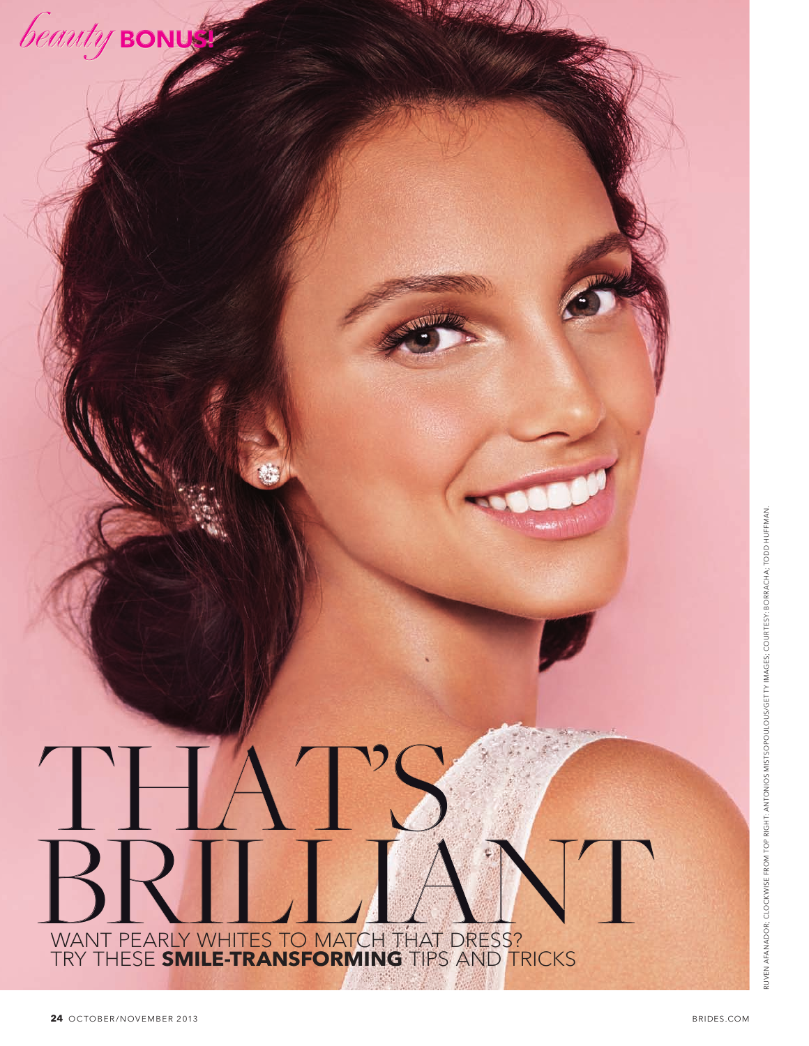*beauty* **BONUS!**

# THAT'S BRILLIANT

WANT PEARLY WHITES TO MATCH THAT DRESS?
TRY THESE **SMILE-TRANSFORMING** TIPS AND TRICKS

RUVEN AFANADOR; CLOCKWISE FROM TOP RIGHT: ANTONIOS MISTSOPOULOUS/GETTY IMAGES; COURTESY: BORRACHA; TODD HUFFMAN.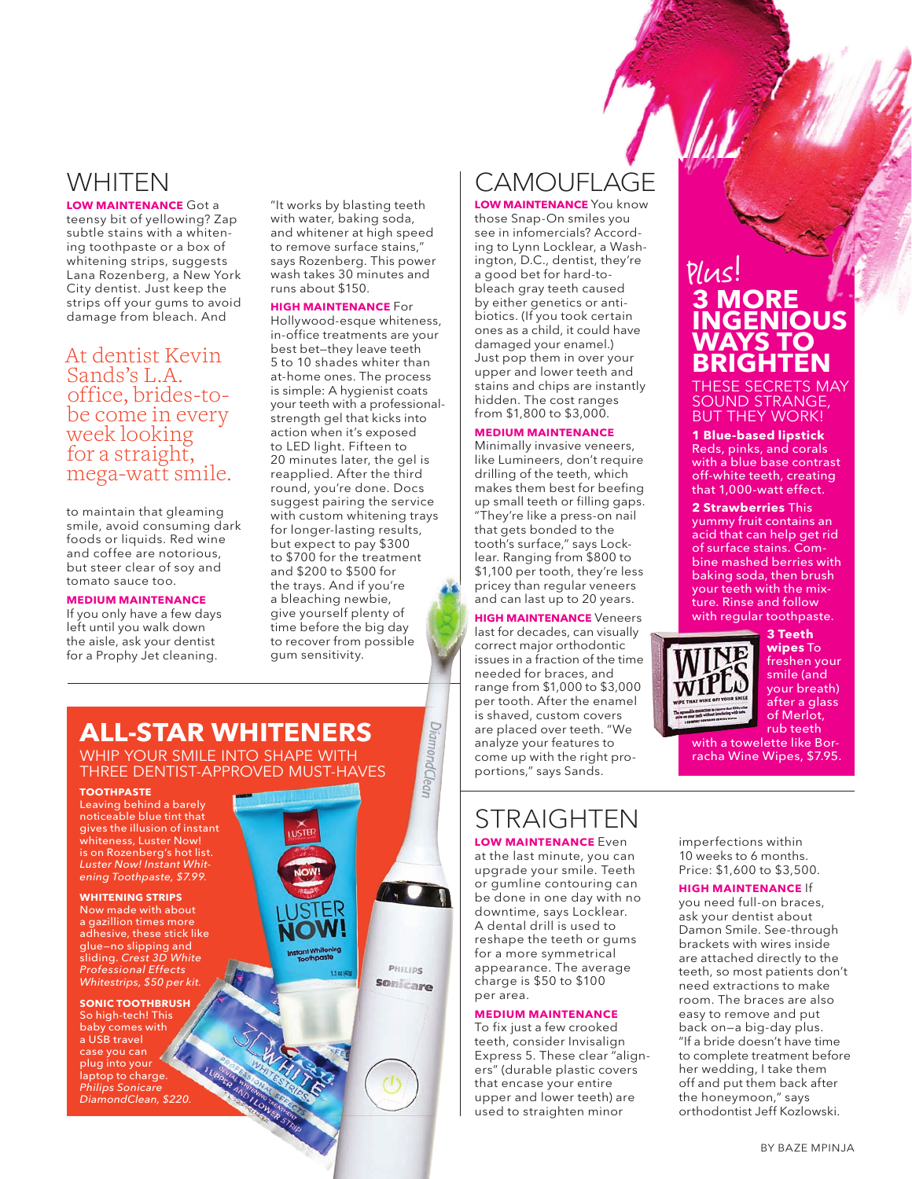## WHITEN

**LOW MAINTENANCE** Got a teensy bit of yellowing? Zap subtle stains with a whitening toothpaste or a box of whitening strips, suggests Lana Rozenberg, a New York City dentist. Just keep the strips off your gums to avoid damage from bleach. And to maintain that gleaming smile, avoid consuming dark foods or liquids. Red wine and coffee are notorious, but steer clear of soy and tomato sauce too.

> At dentist Kevin Sands's L.A. office, brides-to-be come in every week looking for a straight, mega-watt smile.

**MEDIUM MAINTENANCE**
If you only have a few days left until you walk down the aisle, ask your dentist for a Prophy Jet cleaning. "It works by blasting teeth with water, baking soda, and whitener at high speed to remove surface stains," says Rozenberg. This power wash takes 30 minutes and runs about $150.

**HIGH MAINTENANCE** For Hollywood-esque whiteness, in-office treatments are your best bet—they leave teeth 5 to 10 shades whiter than at-home ones. The process is simple: A hygienist coats your teeth with a professional-strength gel that kicks into action when it's exposed to LED light. Fifteen to 20 minutes later, the gel is reapplied. After the third round, you're done. Docs suggest pairing the service with custom whitening trays for longer-lasting results, but expect to pay $300 to $700 for the treatment and $200 to $500 for the trays. And if you're a bleaching newbie, give yourself plenty of time before the big day to recover from possible gum sensitivity.

## ALL-STAR WHITENERS

WHIP YOUR SMILE INTO SHAPE WITH THREE DENTIST-APPROVED MUST-HAVES

**TOOTHPASTE**
Leaving behind a barely noticeable blue tint that gives the illusion of instant whiteness, Luster Now! is on Rozenberg's hot list. *Luster Now! Instant Whitening Toothpaste, $7.99.*

**WHITENING STRIPS**
Now made with about a gazillion times more adhesive, these stick like glue—no slipping and sliding. *Crest 3D White Professional Effects Whitestrips, $50 per kit.*

**SONIC TOOTHBRUSH**
So high-tech! This baby comes with a USB travel case you can plug into your laptop to charge. *Philips Sonicare DiamondClean, $220.*

## CAMOUFLAGE

**LOW MAINTENANCE** You know those Snap-On smiles you see in infomercials? According to Lynn Locklear, a Washington, D.C., dentist, they're a good bet for hard-to-bleach gray teeth caused by either genetics or antibiotics. (If you took certain ones as a child, it could have damaged your enamel.) Just pop them in over your upper and lower teeth and stains and chips are instantly hidden. The cost ranges from $1,800 to $3,000.

**MEDIUM MAINTENANCE**
Minimally invasive veneers, like Lumineers, don't require drilling of the teeth, which makes them best for beefing up small teeth or filling gaps. "They're like a press-on nail that gets bonded to the tooth's surface," says Locklear. Ranging from $800 to $1,100 per tooth, they're less pricey than regular veneers and can last up to 20 years.

**HIGH MAINTENANCE** Veneers last for decades, can visually correct major orthodontic issues in a fraction of the time needed for braces, and range from $1,000 to $3,000 per tooth. After the enamel is shaved, custom covers are placed over teeth. "We analyze your features to come up with the right proportions," says Sands.

## Plus! 3 MORE INGENIOUS WAYS TO BRIGHTEN

THESE SECRETS MAY SOUND STRANGE, BUT THEY WORK!

**1 Blue-based lipstick** Reds, pinks, and corals with a blue base contrast off-white teeth, creating that 1,000-watt effect.

**2 Strawberries** This yummy fruit contains an acid that can help get rid of surface stains. Combine mashed berries with baking soda, then brush your teeth with the mixture. Rinse and follow with regular toothpaste.

**3 Teeth wipes** To freshen your smile (and your breath) after a glass of Merlot, rub teeth with a towelette like Borracha Wine Wipes, $7.95.

## STRAIGHTEN

**LOW MAINTENANCE** Even at the last minute, you can upgrade your smile. Teeth or gumline contouring can be done in one day with no downtime, says Locklear. A dental drill is used to reshape the teeth or gums for a more symmetrical appearance. The average charge is $50 to $100 per area.

**MEDIUM MAINTENANCE**
To fix just a few crooked teeth, consider Invisalign Express 5. These clear "aligners" (durable plastic covers that encase your entire upper and lower teeth) are used to straighten minor imperfections within 10 weeks to 6 months. Price: $1,600 to $3,500.

**HIGH MAINTENANCE** If you need full-on braces, ask your dentist about Damon Smile. See-through brackets with wires inside are attached directly to the teeth, so most patients don't need extractions to make room. The braces are also easy to remove and put back on—a big-day plus. "If a bride doesn't have time to complete treatment before her wedding, I take them off and put them back after the honeymoon," says orthodontist Jeff Kozlowski.

BY BAZE MPINJA